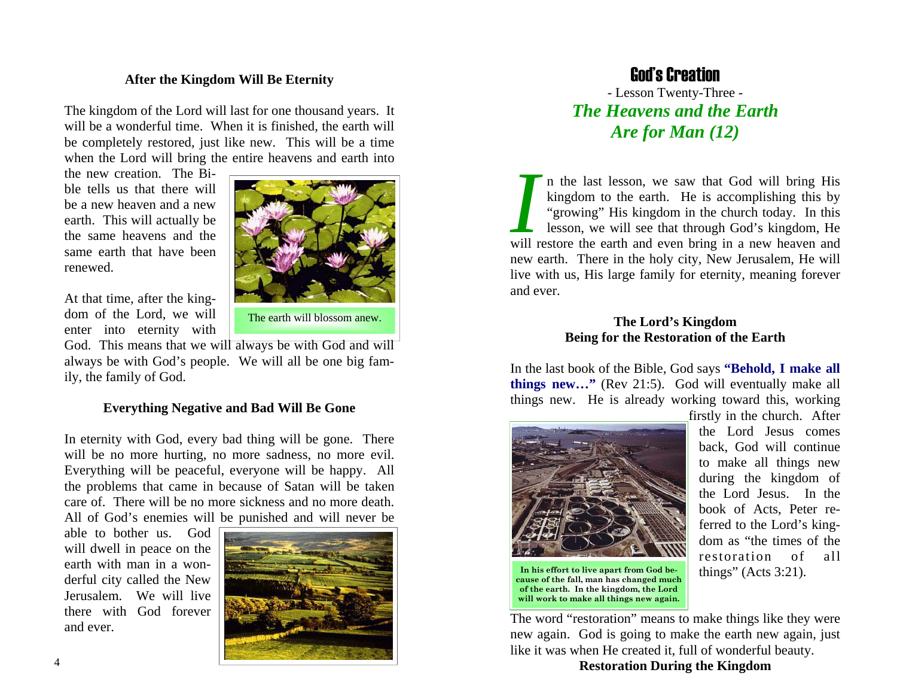### After the Kingdom Will Be Eternity

The kingdom of the Lord will last for one thousand years. It will be a wonderful time. When it is finished, the earth will be completely restored, just like new. This will be a time when the Lord will bring the entire heavens and earth into the new creation. The Bible tells us that there will be a new heaven and a new earth. This will actually be the same heavens and the same earth that have been renewed.

The earth will blossom anew.

At that time, after the kingdom of the Lord, we will enter into eternity with God. This means that we will always be with God and will always be with God's people. We will all be one big family, the family of God.

### Everything Negative and Bad Will Be Gone

In eternity with God, every bad thing will be gone. There will be no more hurting, no more sadness, no more evil. Everything will be peaceful, everyone will be happy. All the problems that came in because of Satan will be taken care of. There will be no more sickness and no more death. All of God's enemies will be punished and will never be able to bother us. God will dwell in peace on the earth with man in a wonderful city called the New Jerusalem. We will live there with God forever and ever.

# God's Creation

- Lesson Twenty-Three -

## *The Heavens and the Earth Are for Man (12)*

In the last lesson, we saw that God will bring His kingdom to the earth. He is accomplishing this by "growing" His kingdom in the church today. In this lesson, we will see that through God's kingdom, He will restore the earth and even bring in a new heaven and new earth. There in the holy city, New Jerusalem, He will live with us, His large family for eternity, meaning forever and ever.

### The Lord's Kingdom Being for the Restoration of the Earth

In the last book of the Bible, God says **"Behold, I make all things new…"** (Rev 21:5). God will eventually make all things new. He is already working toward this, working firstly in the church. After the Lord Jesus comes back, God will continue to make all things new during the kingdom of the Lord Jesus. In the book of Acts, Peter referred to the Lord's kingdom as "the times of the restoration of all things" (Acts 3:21).

**In his effort to live apart from God because of the fall, man has changed much of the earth. In the kingdom, the Lord will work to make all things new again.**

The word "restoration" means to make things like they were new again. God is going to make the earth new again, just like it was when He created it, full of wonderful beauty.

### Restoration During the Kingdom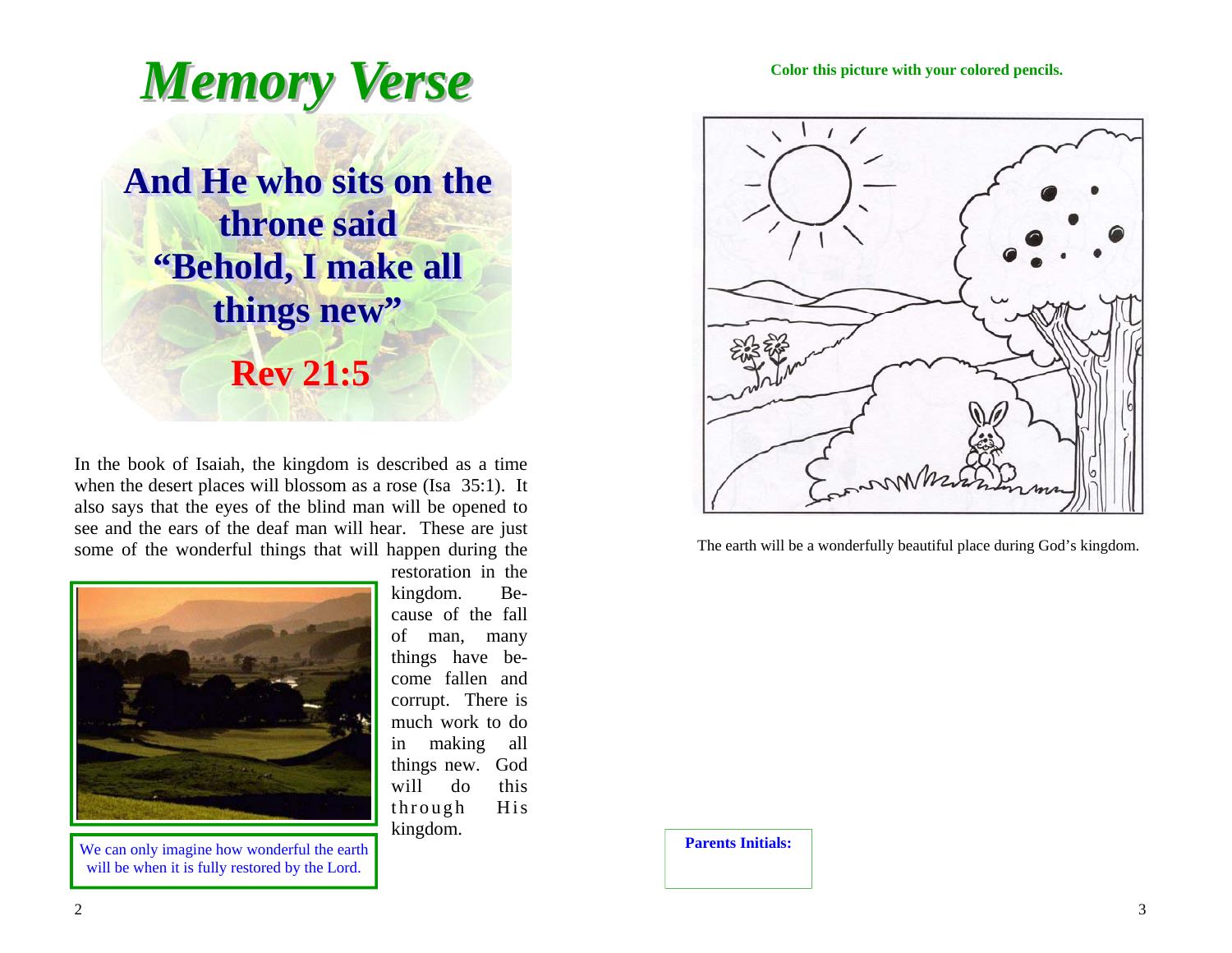# Memory Verse

**And He who sits on the throne said "Behold, I make all things new"**

**Rev 21:5**

In the book of Isaiah, the kingdom is described as a time when the desert places will blossom as a rose (Isa 35:1). It also says that the eyes of the blind man will be opened to see and the ears of the deaf man will hear. These are just some of the wonderful things that will happen during the restoration in the kingdom. Because of the fall of man, many things have become fallen and corrupt. There is much work to do in making all things new. God will do this through His kingdom.

We can only imagine how wonderful the earth will be when it is fully restored by the Lord.

**Color this picture with your colored pencils.**

The earth will be a wonderfully beautiful place during God's kingdom.

**Parents Initials:**